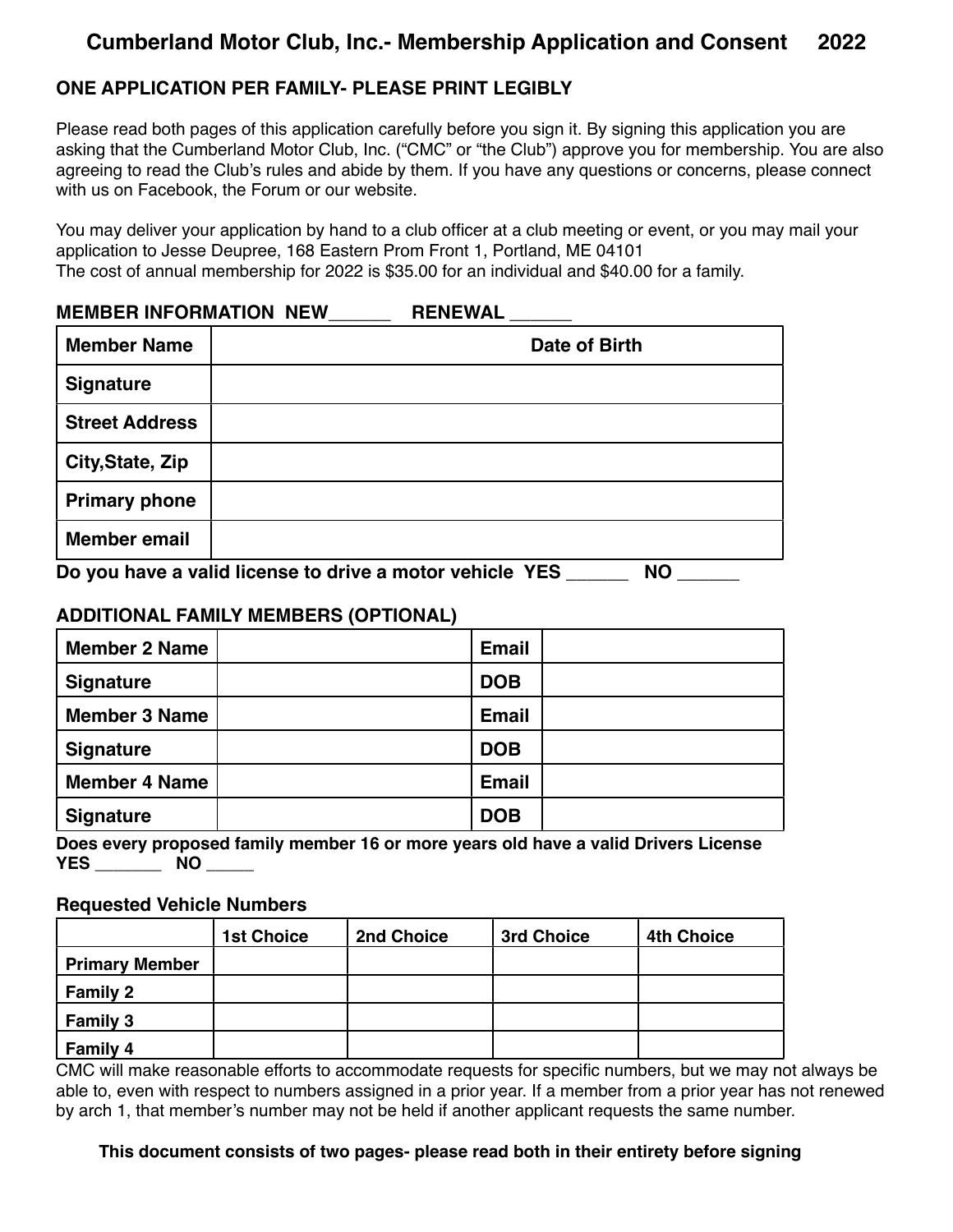# Cumberland Motor Club, Inc.- Membership Application and Consent 2022

## ONE APPLICATION PER FAMILY- PLEASE PRINT LEGIBLY

Please read both pages of this application carefully before you sign it. By signing this application you are asking that the Cumberland Motor Club, Inc. ("CMC" or "the Club") approve you for membership. You are also agreeing to read the Club's rules and abide by them. If you have any questions or concerns, please connect with us on Facebook, the Forum or our website.

You may deliver your application by hand to a club officer at a club meeting or event, or you may mail your application to Jesse Deupree, 168 Eastern Prom Front 1, Portland, ME 04101
The cost of annual membership for 2022 is $35.00 for an individual and $40.00 for a family.

### MEMBER INFORMATION NEW______ RENEWAL ______

| Member Name | Date of Birth |
|---|---|
| Signature | |
| Street Address | |
| City,State, Zip | |
| Primary phone | |
| Member email | |

**Do you have a valid license to drive a motor vehicle YES ______ NO ______**

### ADDITIONAL FAMILY MEMBERS (OPTIONAL)

| Member 2 Name | | Email | |
|---|---|---|---|
| Signature | | DOB | |
| Member 3 Name | | Email | |
| Signature | | DOB | |
| Member 4 Name | | Email | |
| Signature | | DOB | |

**Does every proposed family member 16 or more years old have a valid Drivers License YES _______ NO _____**

### Requested Vehicle Numbers

| | 1st Choice | 2nd Choice | 3rd Choice | 4th Choice |
|---|---|---|---|---|
| Primary Member | | | | |
| Family 2 | | | | |
| Family 3 | | | | |
| Family 4 | | | | |

CMC will make reasonable efforts to accommodate requests for specific numbers, but we may not always be able to, even with respect to numbers assigned in a prior year. If a member from a prior year has not renewed by arch 1, that member's number may not be held if another applicant requests the same number.

**This document consists of two pages- please read both in their entirety before signing**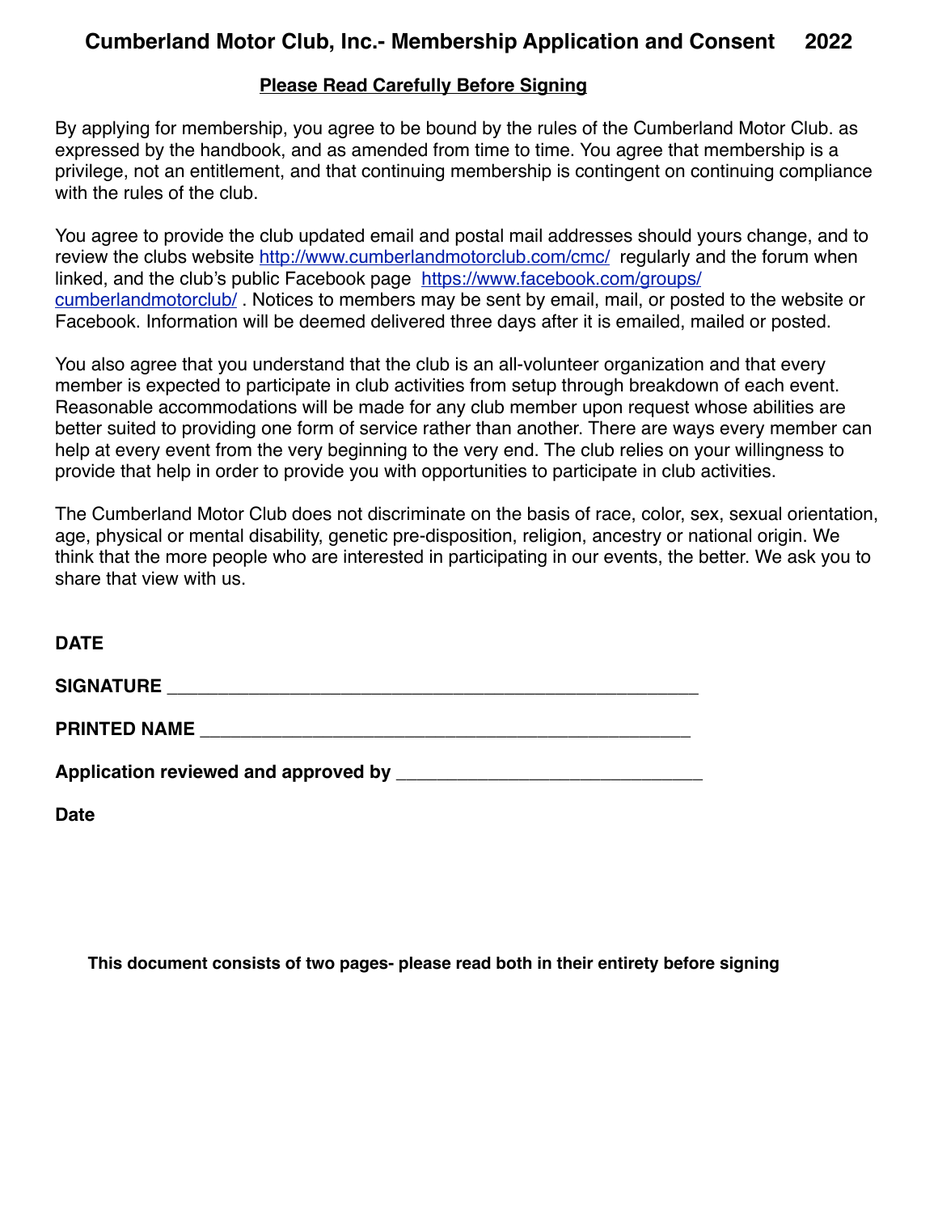# Cumberland Motor Club, Inc.- Membership Application and Consent 2022

**Please Read Carefully Before Signing**

By applying for membership, you agree to be bound by the rules of the Cumberland Motor Club. as expressed by the handbook, and as amended from time to time. You agree that membership is a privilege, not an entitlement, and that continuing membership is contingent on continuing compliance with the rules of the club.

You agree to provide the club updated email and postal mail addresses should yours change, and to review the clubs website [http://www.cumberlandmotorclub.com/cmc/](http://www.cumberlandmotorclub.com/cmc/) regularly and the forum when linked, and the club's public Facebook page [https://www.facebook.com/groups/cumberlandmotorclub/](https://www.facebook.com/groups/cumberlandmotorclub/) . Notices to members may be sent by email, mail, or posted to the website or Facebook. Information will be deemed delivered three days after it is emailed, mailed or posted.

You also agree that you understand that the club is an all-volunteer organization and that every member is expected to participate in club activities from setup through breakdown of each event. Reasonable accommodations will be made for any club member upon request whose abilities are better suited to providing one form of service rather than another. There are ways every member can help at every event from the very beginning to the very end. The club relies on your willingness to provide that help in order to provide you with opportunities to participate in club activities.

The Cumberland Motor Club does not discriminate on the basis of race, color, sex, sexual orientation, age, physical or mental disability, genetic pre-disposition, religion, ancestry or national origin. We think that the more people who are interested in participating in our events, the better. We ask you to share that view with us.

**DATE**

**SIGNATURE** ____________________________________________________

**PRINTED NAME** ________________________________________________

**Application reviewed and approved by** ______________________________

**Date**

**This document consists of two pages- please read both in their entirety before signing**